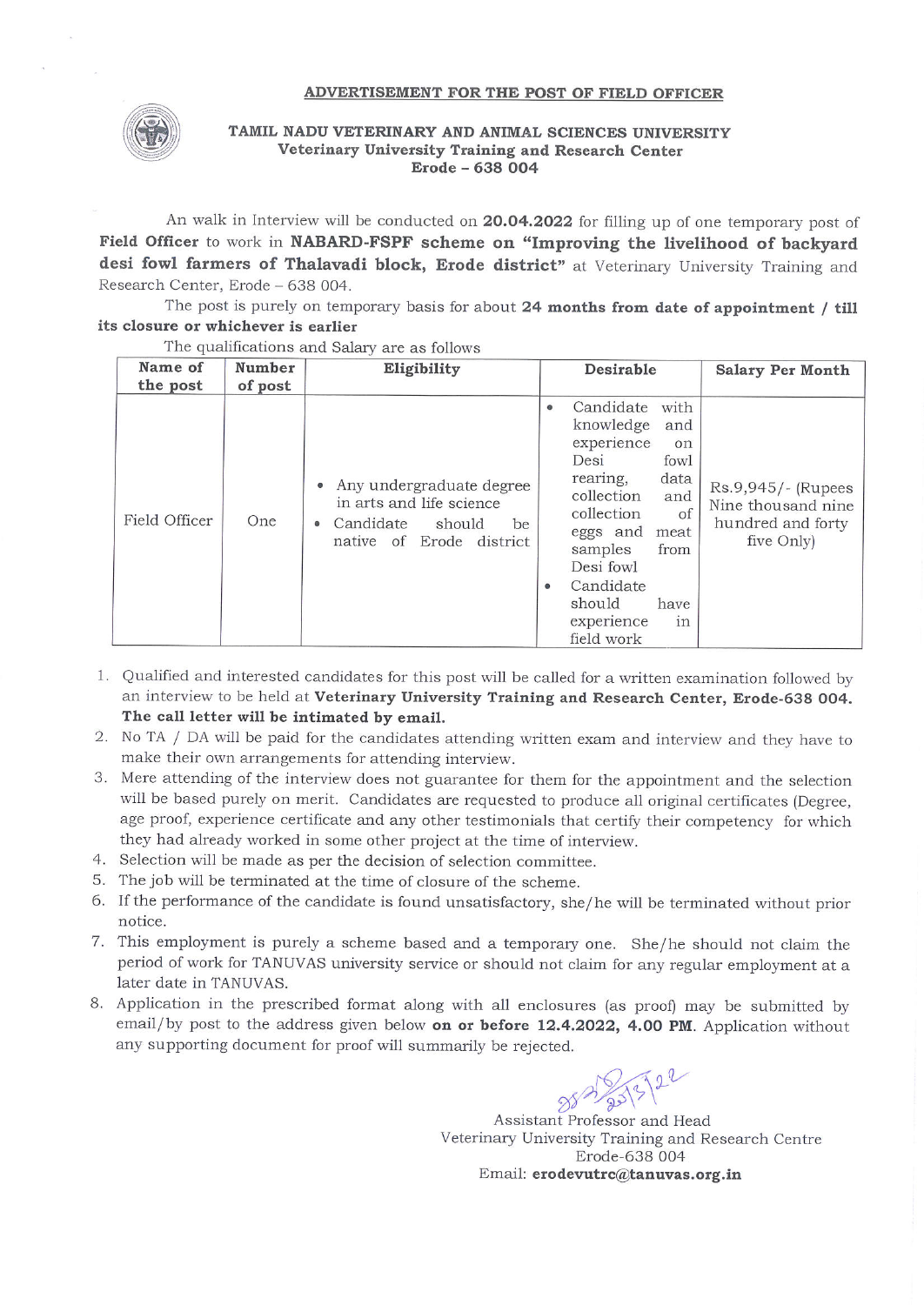**ADVERTISEMENT FOR THE POST OF FIELD OFFICER**

**TAMIL NADU VETERINARY AND ANIMAL SCIENCES UNIVERSITY**
**Veterinary University Training and Research Center**
**Erode – 638 004**

An walk in Interview will be conducted on **20.04.2022** for filling up of one temporary post of **Field Officer** to work in **NABARD-FSPF scheme on "Improving the livelihood of backyard desi fowl farmers of Thalavadi block, Erode district"** at Veterinary University Training and Research Center, Erode – 638 004.

The post is purely on temporary basis for about **24 months from date of appointment / till its closure or whichever is earlier**

The qualifications and Salary are as follows

| Name of the post | Number of post | Eligibility | Desirable | Salary Per Month |
|---|---|---|---|---|
| Field Officer | One | • Any undergraduate degree in arts and life science<br>• Candidate should be native of Erode district | • Candidate with knowledge and experience on Desi fowl rearing, data collection and collection of eggs and meat samples from Desi fowl<br>• Candidate should have experience in field work | Rs.9,945/- (Rupees Nine thousand nine hundred and forty five Only) |

1. Qualified and interested candidates for this post will be called for a written examination followed by an interview to be held at **Veterinary University Training and Research Center, Erode-638 004. The call letter will be intimated by email.**
2. No TA / DA will be paid for the candidates attending written exam and interview and they have to make their own arrangements for attending interview.
3. Mere attending of the interview does not guarantee for them for the appointment and the selection will be based purely on merit. Candidates are requested to produce all original certificates (Degree, age proof, experience certificate and any other testimonials that certify their competency for which they had already worked in some other project at the time of interview.
4. Selection will be made as per the decision of selection committee.
5. The job will be terminated at the time of closure of the scheme.
6. If the performance of the candidate is found unsatisfactory, she/he will be terminated without prior notice.
7. This employment is purely a scheme based and a temporary one. She/he should not claim the period of work for TANUVAS university service or should not claim for any regular employment at a later date in TANUVAS.
8. Application in the prescribed format along with all enclosures (as proof) may be submitted by email/by post to the address given below **on or before 12.4.2022, 4.00 PM**. Application without any supporting document for proof will summarily be rejected.

25/3/22

Assistant Professor and Head
Veterinary University Training and Research Centre
Erode-638 004
Email: **erodevutrc@tanuvas.org.in**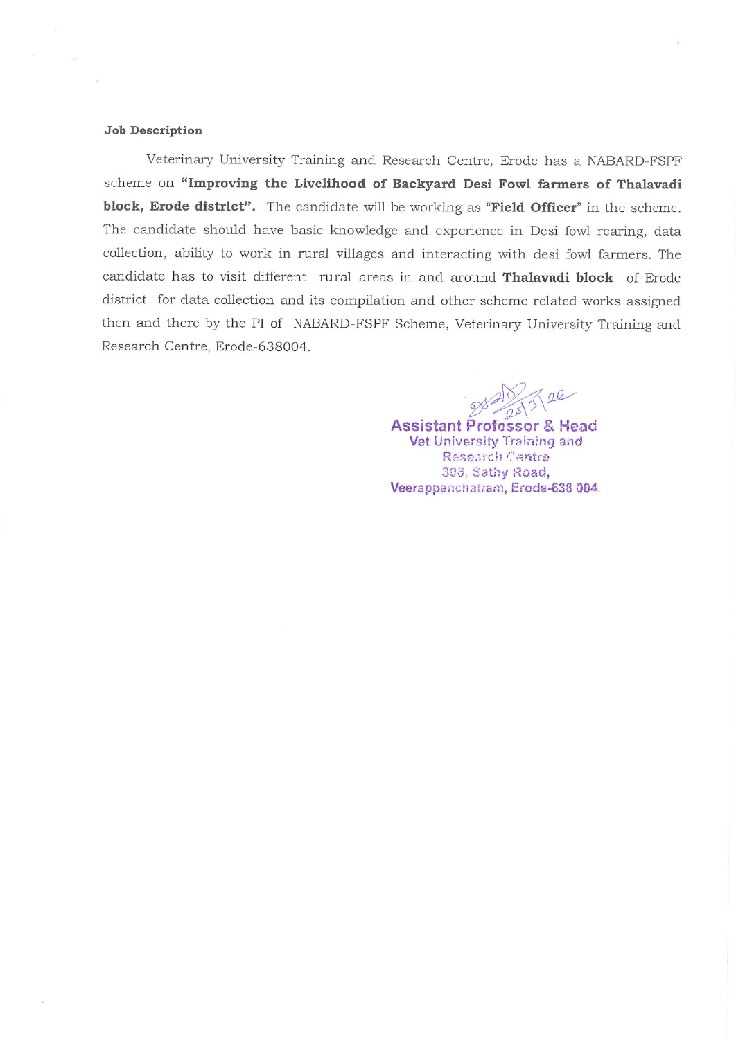**Job Description**

Veterinary University Training and Research Centre, Erode has a NABARD-FSPF scheme on **"Improving the Livelihood of Backyard Desi Fowl farmers of Thalavadi block, Erode district".** The candidate will be working as "**Field Officer**" in the scheme. The candidate should have basic knowledge and experience in Desi fowl rearing, data collection, ability to work in rural villages and interacting with desi fowl farmers. The candidate has to visit different rural areas in and around **Thalavadi block** of Erode district for data collection and its compilation and other scheme related works assigned then and there by the PI of NABARD-FSPF Scheme, Veterinary University Training and Research Centre, Erode-638004.

25/5/22

Assistant Professor & Head
Vet University Training and
Research Centre
306, Sathy Road,
Veerappanchatram, Erode-638 004.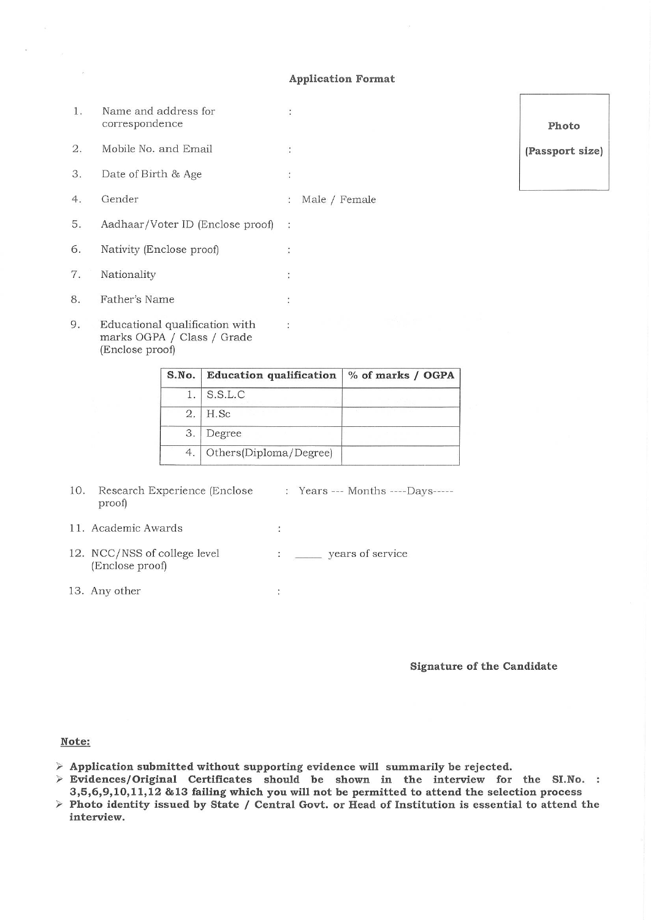## Application Format

| | | | |
|---|---|---|---|
| 1. | Name and address for correspondence | : | |
| 2. | Mobile No. and Email | : | |
| 3. | Date of Birth & Age | : | |
| 4. | Gender | : | Male / Female |
| 5. | Aadhaar/Voter ID (Enclose proof) | : | |
| 6. | Nativity (Enclose proof) | : | |
| 7. | Nationality | : | |
| 8. | Father's Name | : | |
| 9. | Educational qualification with marks OGPA / Class / Grade (Enclose proof) | : | |

**Photo**

**(Passport size)**

| S.No. | Education qualification | % of marks / OGPA |
|---|---|---|
| 1. | S.S.L.C | |
| 2. | H.Sc | |
| 3. | Degree | |
| 4. | Others(Diploma/Degree) | |

| | | | |
|---|---|---|---|
| 10. | Research Experience (Enclose proof) | : | Years --- Months ----Days----- |
| 11. | Academic Awards | : | |
| 12. | NCC/NSS of college level (Enclose proof) | : | _____ years of service |
| 13. | Any other | : | |

**Signature of the Candidate**

**Note:**

- **Application submitted without supporting evidence will summarily be rejected.**
- **Evidences/Original Certificates should be shown in the interview for the SI.No. : 3,5,6,9,10,11,12 &13 failing which you will not be permitted to attend the selection process**
- **Photo identity issued by State / Central Govt. or Head of Institution is essential to attend the interview.**